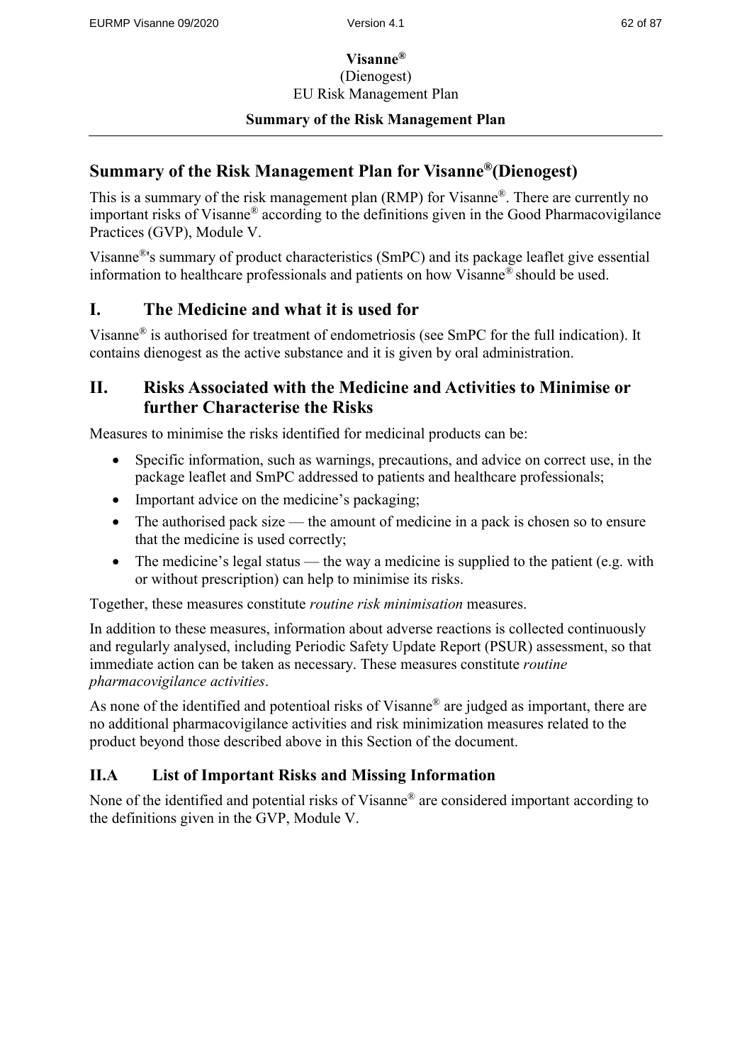**Visanne®**
(Dienogest)
EU Risk Management Plan

**Summary of the Risk Management Plan**

# Summary of the Risk Management Plan for Visanne®(Dienogest)

This is a summary of the risk management plan (RMP) for Visanne®. There are currently no important risks of Visanne® according to the definitions given in the Good Pharmacovigilance Practices (GVP), Module V.

Visanne®'s summary of product characteristics (SmPC) and its package leaflet give essential information to healthcare professionals and patients on how Visanne® should be used.

## I. The Medicine and what it is used for

Visanne® is authorised for treatment of endometriosis (see SmPC for the full indication). It contains dienogest as the active substance and it is given by oral administration.

## II. Risks Associated with the Medicine and Activities to Minimise or further Characterise the Risks

Measures to minimise the risks identified for medicinal products can be:

- Specific information, such as warnings, precautions, and advice on correct use, in the package leaflet and SmPC addressed to patients and healthcare professionals;
- Important advice on the medicine's packaging;
- The authorised pack size — the amount of medicine in a pack is chosen so to ensure that the medicine is used correctly;
- The medicine's legal status — the way a medicine is supplied to the patient (e.g. with or without prescription) can help to minimise its risks.

Together, these measures constitute *routine risk minimisation* measures.

In addition to these measures, information about adverse reactions is collected continuously and regularly analysed, including Periodic Safety Update Report (PSUR) assessment, so that immediate action can be taken as necessary. These measures constitute *routine pharmacovigilance activities*.

As none of the identified and potentioal risks of Visanne® are judged as important, there are no additional pharmacovigilance activities and risk minimization measures related to the product beyond those described above in this Section of the document.

## II.A List of Important Risks and Missing Information

None of the identified and potential risks of Visanne® are considered important according to the definitions given in the GVP, Module V.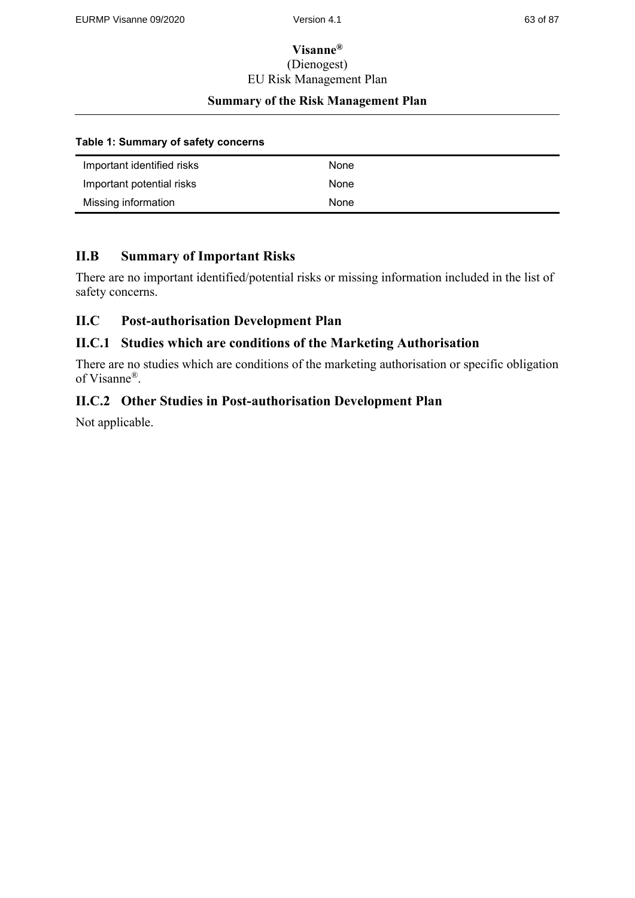**Visanne®**
(Dienogest)
EU Risk Management Plan

**Summary of the Risk Management Plan**

**Table 1: Summary of safety concerns**

| | |
|---|---|
| Important identified risks | None |
| Important potential risks | None |
| Missing information | None |

## II.B Summary of Important Risks

There are no important identified/potential risks or missing information included in the list of safety concerns.

## II.C Post-authorisation Development Plan

### II.C.1 Studies which are conditions of the Marketing Authorisation

There are no studies which are conditions of the marketing authorisation or specific obligation of Visanne®.

### II.C.2 Other Studies in Post-authorisation Development Plan

Not applicable.